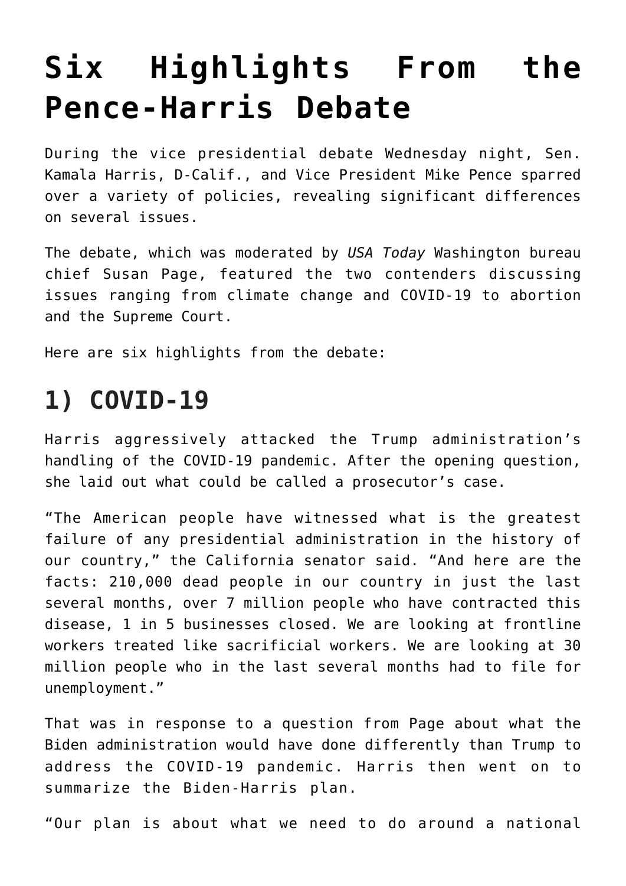# Six Highlights From the Pence-Harris Debate

During the vice presidential debate Wednesday night, Sen. Kamala Harris, D-Calif., and Vice President Mike Pence sparred over a variety of policies, revealing significant differences on several issues.

The debate, which was moderated by *USA Today* Washington bureau chief Susan Page, featured the two contenders discussing issues ranging from climate change and COVID-19 to abortion and the Supreme Court.

Here are six highlights from the debate:

## 1) COVID-19

Harris aggressively attacked the Trump administration's handling of the COVID-19 pandemic. After the opening question, she laid out what could be called a prosecutor's case.

"The American people have witnessed what is the greatest failure of any presidential administration in the history of our country," the California senator said. "And here are the facts: 210,000 dead people in our country in just the last several months, over 7 million people who have contracted this disease, 1 in 5 businesses closed. We are looking at frontline workers treated like sacrificial workers. We are looking at 30 million people who in the last several months had to file for unemployment."

That was in response to a question from Page about what the Biden administration would have done differently than Trump to address the COVID-19 pandemic. Harris then went on to summarize the Biden-Harris plan.

"Our plan is about what we need to do around a national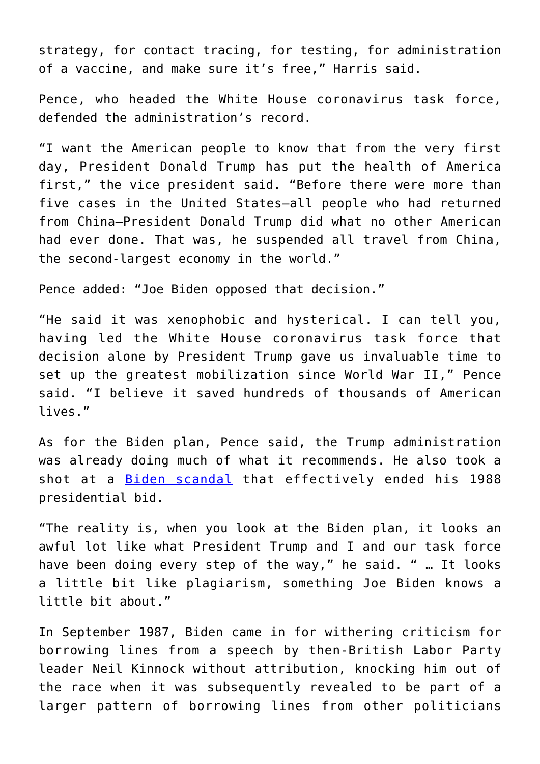strategy, for contact tracing, for testing, for administration of a vaccine, and make sure it's free," Harris said.

Pence, who headed the White House coronavirus task force, defended the administration's record.

"I want the American people to know that from the very first day, President Donald Trump has put the health of America first," the vice president said. "Before there were more than five cases in the United States—all people who had returned from China—President Donald Trump did what no other American had ever done. That was, he suspended all travel from China, the second-largest economy in the world."

Pence added: "Joe Biden opposed that decision."

"He said it was xenophobic and hysterical. I can tell you, having led the White House coronavirus task force that decision alone by President Trump gave us invaluable time to set up the greatest mobilization since World War II," Pence said. "I believe it saved hundreds of thousands of American lives."

As for the Biden plan, Pence said, the Trump administration was already doing much of what it recommends. He also took a shot at a Biden scandal that effectively ended his 1988 presidential bid.

"The reality is, when you look at the Biden plan, it looks an awful lot like what President Trump and I and our task force have been doing every step of the way," he said. " … It looks a little bit like plagiarism, something Joe Biden knows a little bit about."

In September 1987, Biden came in for withering criticism for borrowing lines from a speech by then-British Labor Party leader Neil Kinnock without attribution, knocking him out of the race when it was subsequently revealed to be part of a larger pattern of borrowing lines from other politicians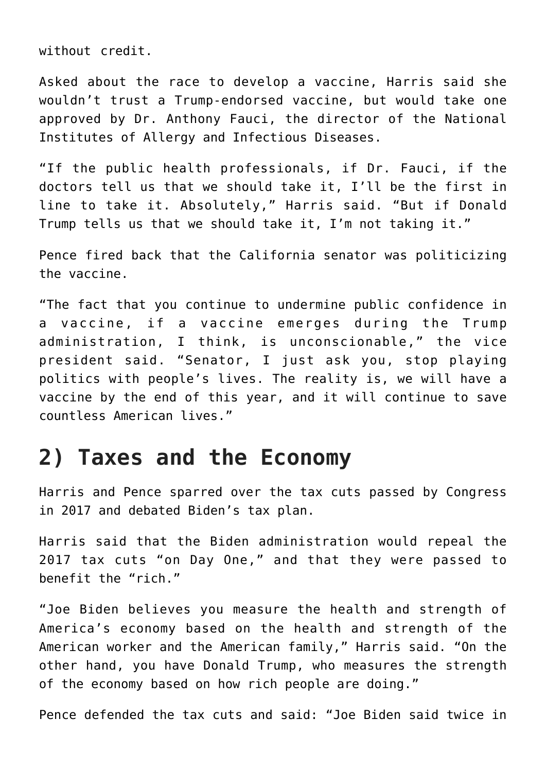without credit.

Asked about the race to develop a vaccine, Harris said she wouldn't trust a Trump-endorsed vaccine, but would take one approved by Dr. Anthony Fauci, the director of the National Institutes of Allergy and Infectious Diseases.

"If the public health professionals, if Dr. Fauci, if the doctors tell us that we should take it, I'll be the first in line to take it. Absolutely," Harris said. "But if Donald Trump tells us that we should take it, I'm not taking it."

Pence fired back that the California senator was politicizing the vaccine.

"The fact that you continue to undermine public confidence in a vaccine, if a vaccine emerges during the Trump administration, I think, is unconscionable," the vice president said. "Senator, I just ask you, stop playing politics with people's lives. The reality is, we will have a vaccine by the end of this year, and it will continue to save countless American lives."

## 2) Taxes and the Economy

Harris and Pence sparred over the tax cuts passed by Congress in 2017 and debated Biden's tax plan.

Harris said that the Biden administration would repeal the 2017 tax cuts "on Day One," and that they were passed to benefit the "rich."

"Joe Biden believes you measure the health and strength of America's economy based on the health and strength of the American worker and the American family," Harris said. "On the other hand, you have Donald Trump, who measures the strength of the economy based on how rich people are doing."

Pence defended the tax cuts and said: "Joe Biden said twice in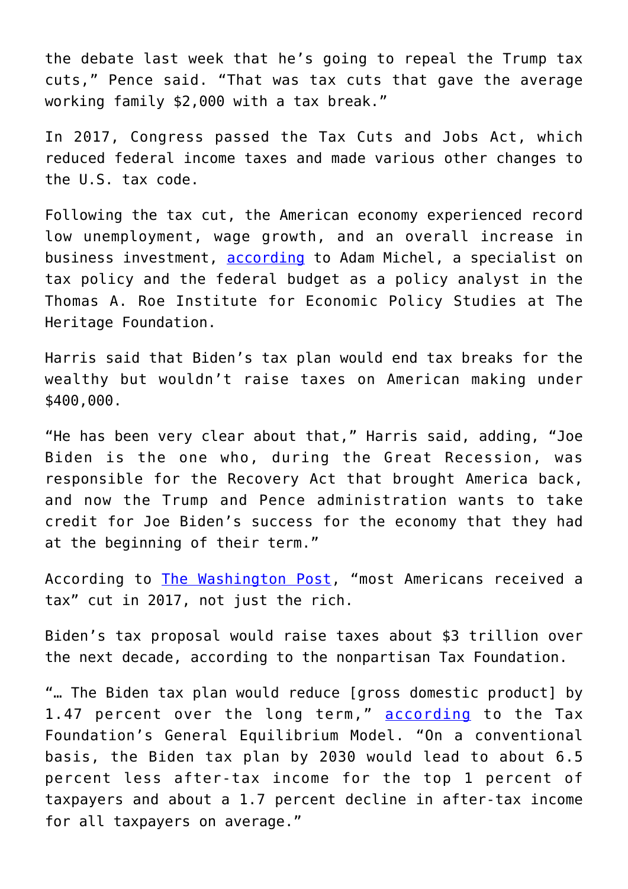the debate last week that he's going to repeal the Trump tax cuts," Pence said. "That was tax cuts that gave the average working family $2,000 with a tax break."

In 2017, Congress passed the Tax Cuts and Jobs Act, which reduced federal income taxes and made various other changes to the U.S. tax code.

Following the tax cut, the American economy experienced record low unemployment, wage growth, and an overall increase in business investment, according to Adam Michel, a specialist on tax policy and the federal budget as a policy analyst in the Thomas A. Roe Institute for Economic Policy Studies at The Heritage Foundation.

Harris said that Biden's tax plan would end tax breaks for the wealthy but wouldn't raise taxes on American making under $400,000.

"He has been very clear about that," Harris said, adding, "Joe Biden is the one who, during the Great Recession, was responsible for the Recovery Act that brought America back, and now the Trump and Pence administration wants to take credit for Joe Biden's success for the economy that they had at the beginning of their term."

According to The Washington Post, "most Americans received a tax" cut in 2017, not just the rich.

Biden's tax proposal would raise taxes about $3 trillion over the next decade, according to the nonpartisan Tax Foundation.

"… The Biden tax plan would reduce [gross domestic product] by 1.47 percent over the long term," according to the Tax Foundation's General Equilibrium Model. "On a conventional basis, the Biden tax plan by 2030 would lead to about 6.5 percent less after-tax income for the top 1 percent of taxpayers and about a 1.7 percent decline in after-tax income for all taxpayers on average."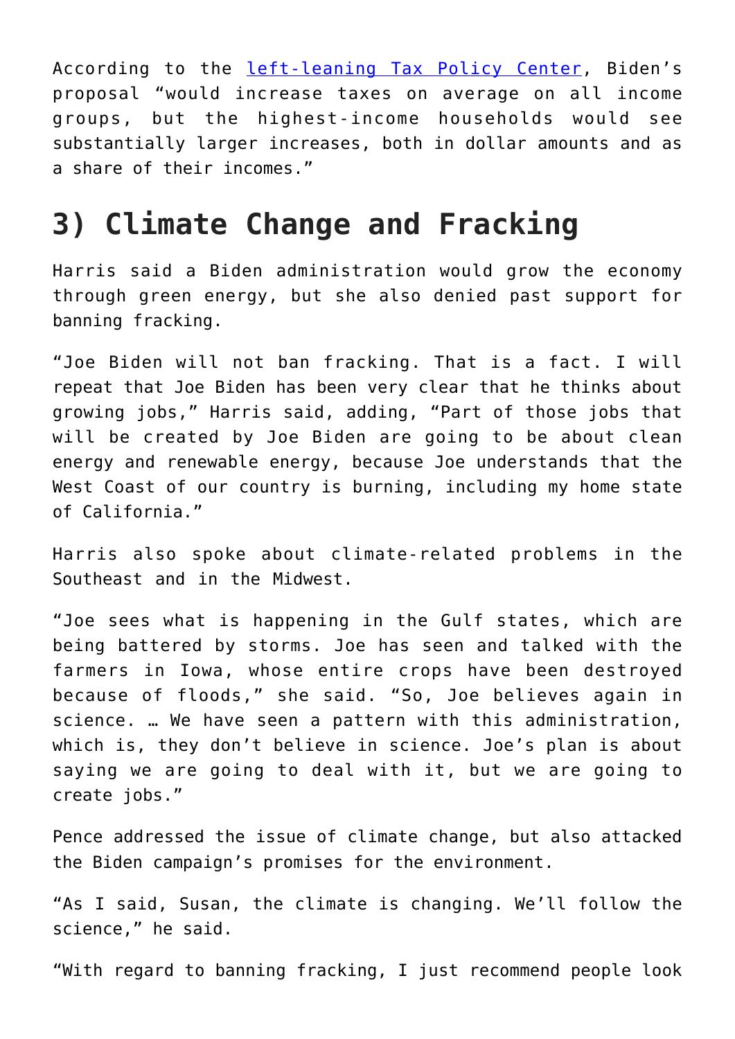According to the [left-leaning Tax Policy Center](), Biden's proposal "would increase taxes on average on all income groups, but the highest-income households would see substantially larger increases, both in dollar amounts and as a share of their incomes."

## 3) Climate Change and Fracking

Harris said a Biden administration would grow the economy through green energy, but she also denied past support for banning fracking.

"Joe Biden will not ban fracking. That is a fact. I will repeat that Joe Biden has been very clear that he thinks about growing jobs," Harris said, adding, "Part of those jobs that will be created by Joe Biden are going to be about clean energy and renewable energy, because Joe understands that the West Coast of our country is burning, including my home state of California."

Harris also spoke about climate-related problems in the Southeast and in the Midwest.

"Joe sees what is happening in the Gulf states, which are being battered by storms. Joe has seen and talked with the farmers in Iowa, whose entire crops have been destroyed because of floods," she said. "So, Joe believes again in science. … We have seen a pattern with this administration, which is, they don't believe in science. Joe's plan is about saying we are going to deal with it, but we are going to create jobs."

Pence addressed the issue of climate change, but also attacked the Biden campaign's promises for the environment.

"As I said, Susan, the climate is changing. We'll follow the science," he said.

"With regard to banning fracking, I just recommend people look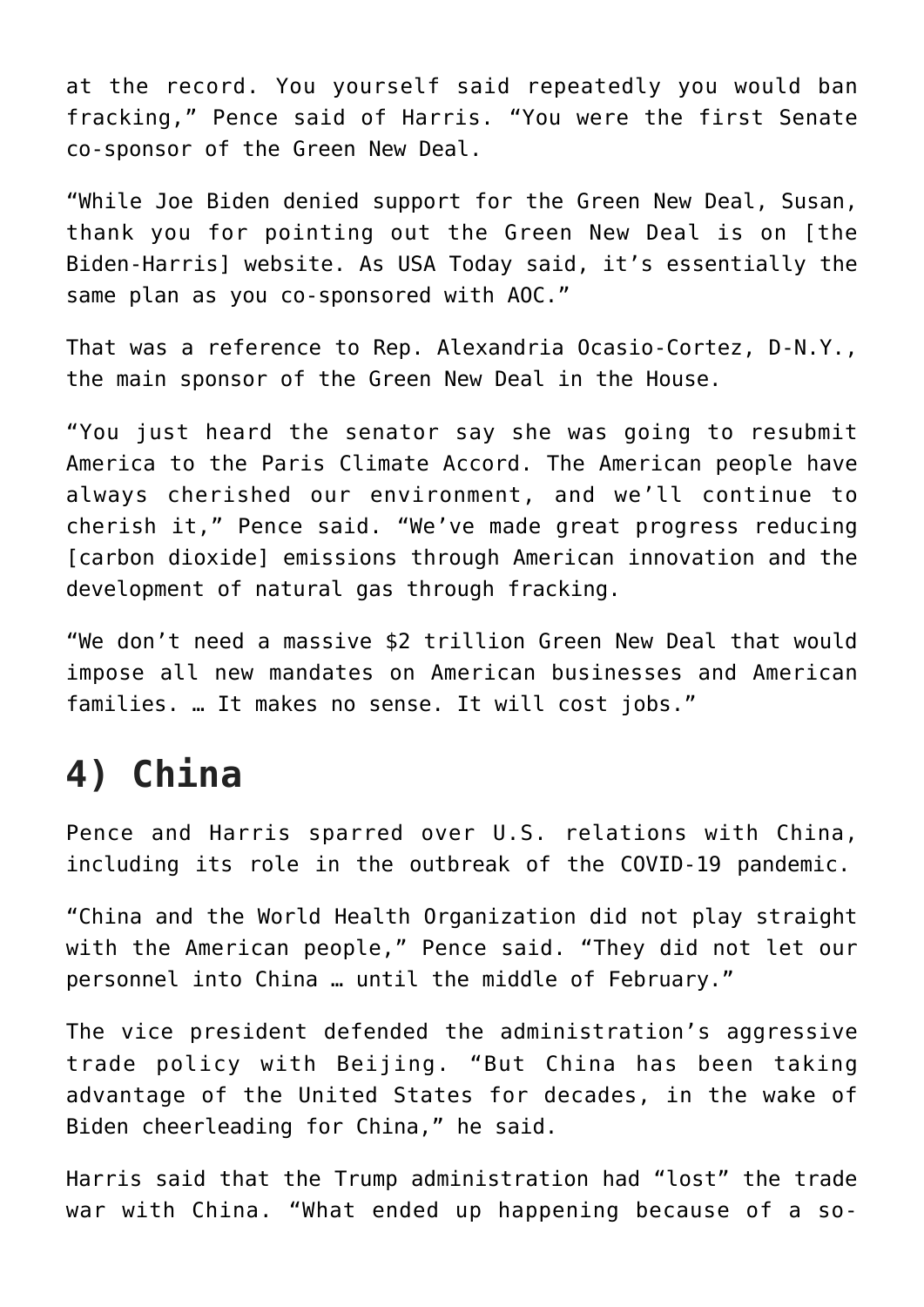at the record. You yourself said repeatedly you would ban fracking," Pence said of Harris. "You were the first Senate co-sponsor of the Green New Deal.

"While Joe Biden denied support for the Green New Deal, Susan, thank you for pointing out the Green New Deal is on [the Biden-Harris] website. As USA Today said, it's essentially the same plan as you co-sponsored with AOC."

That was a reference to Rep. Alexandria Ocasio-Cortez, D-N.Y., the main sponsor of the Green New Deal in the House.

"You just heard the senator say she was going to resubmit America to the Paris Climate Accord. The American people have always cherished our environment, and we'll continue to cherish it," Pence said. "We've made great progress reducing [carbon dioxide] emissions through American innovation and the development of natural gas through fracking.

"We don't need a massive $2 trillion Green New Deal that would impose all new mandates on American businesses and American families. … It makes no sense. It will cost jobs."

## 4) China

Pence and Harris sparred over U.S. relations with China, including its role in the outbreak of the COVID-19 pandemic.

"China and the World Health Organization did not play straight with the American people," Pence said. "They did not let our personnel into China … until the middle of February."

The vice president defended the administration's aggressive trade policy with Beijing. "But China has been taking advantage of the United States for decades, in the wake of Biden cheerleading for China," he said.

Harris said that the Trump administration had "lost" the trade war with China. "What ended up happening because of a so-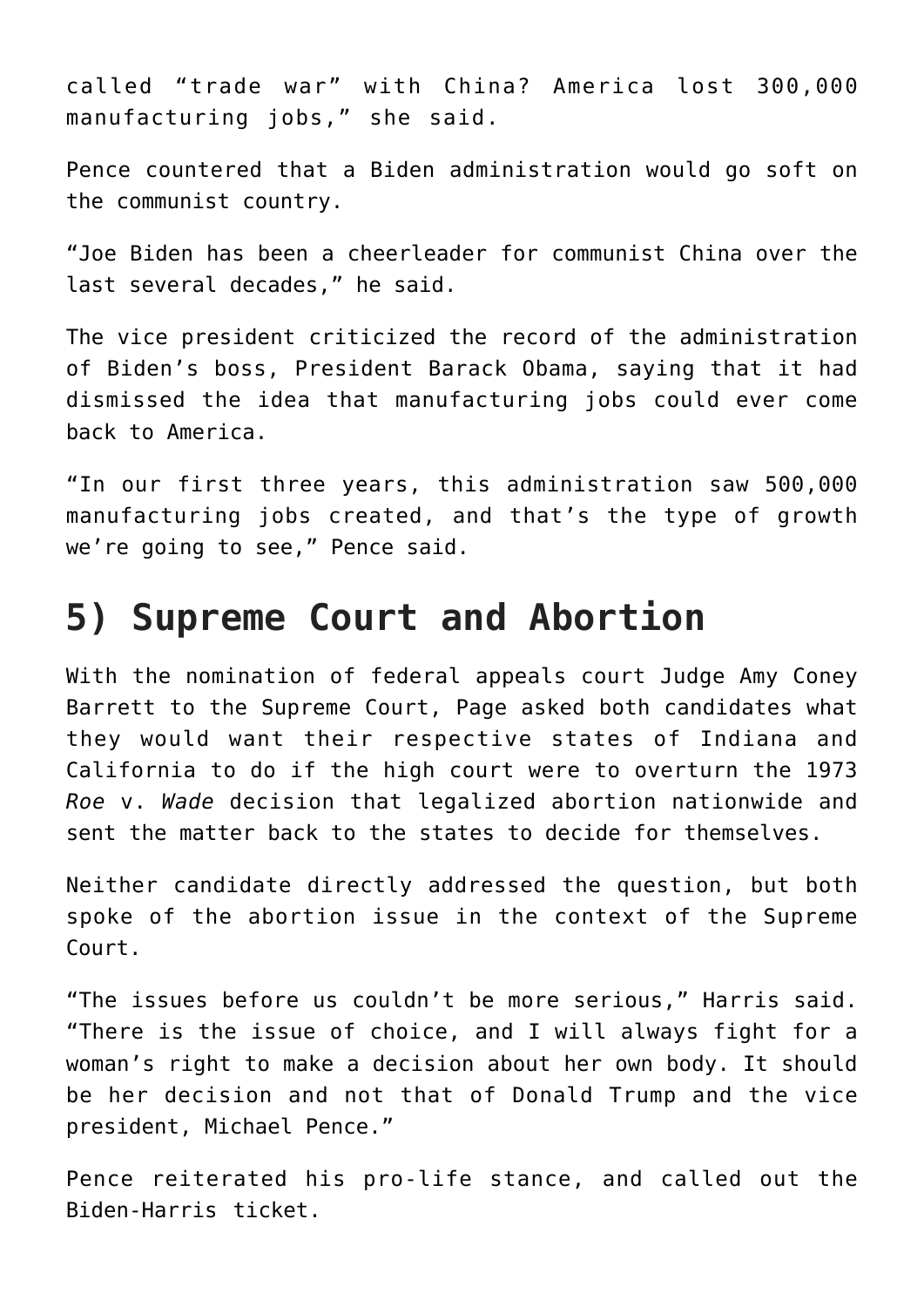called "trade war" with China? America lost 300,000 manufacturing jobs," she said.

Pence countered that a Biden administration would go soft on the communist country.

"Joe Biden has been a cheerleader for communist China over the last several decades," he said.

The vice president criticized the record of the administration of Biden's boss, President Barack Obama, saying that it had dismissed the idea that manufacturing jobs could ever come back to America.

"In our first three years, this administration saw 500,000 manufacturing jobs created, and that's the type of growth we're going to see," Pence said.

## 5) Supreme Court and Abortion

With the nomination of federal appeals court Judge Amy Coney Barrett to the Supreme Court, Page asked both candidates what they would want their respective states of Indiana and California to do if the high court were to overturn the 1973 *Roe* v. *Wade* decision that legalized abortion nationwide and sent the matter back to the states to decide for themselves.

Neither candidate directly addressed the question, but both spoke of the abortion issue in the context of the Supreme Court.

"The issues before us couldn't be more serious," Harris said. "There is the issue of choice, and I will always fight for a woman's right to make a decision about her own body. It should be her decision and not that of Donald Trump and the vice president, Michael Pence."

Pence reiterated his pro-life stance, and called out the Biden-Harris ticket.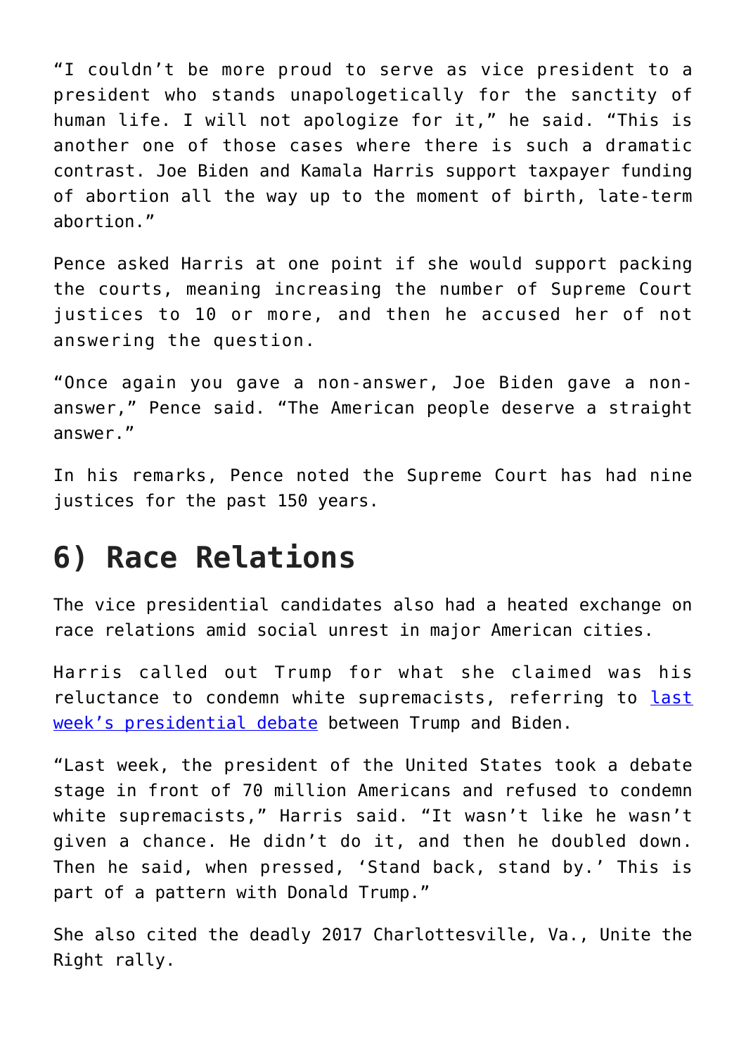"I couldn't be more proud to serve as vice president to a president who stands unapologetically for the sanctity of human life. I will not apologize for it," he said. "This is another one of those cases where there is such a dramatic contrast. Joe Biden and Kamala Harris support taxpayer funding of abortion all the way up to the moment of birth, late-term abortion."

Pence asked Harris at one point if she would support packing the courts, meaning increasing the number of Supreme Court justices to 10 or more, and then he accused her of not answering the question.

"Once again you gave a non-answer, Joe Biden gave a non-answer," Pence said. "The American people deserve a straight answer."

In his remarks, Pence noted the Supreme Court has had nine justices for the past 150 years.

## 6) Race Relations

The vice presidential candidates also had a heated exchange on race relations amid social unrest in major American cities.

Harris called out Trump for what she claimed was his reluctance to condemn white supremacists, referring to last week's presidential debate between Trump and Biden.

"Last week, the president of the United States took a debate stage in front of 70 million Americans and refused to condemn white supremacists," Harris said. "It wasn't like he wasn't given a chance. He didn't do it, and then he doubled down. Then he said, when pressed, 'Stand back, stand by.' This is part of a pattern with Donald Trump."

She also cited the deadly 2017 Charlottesville, Va., Unite the Right rally.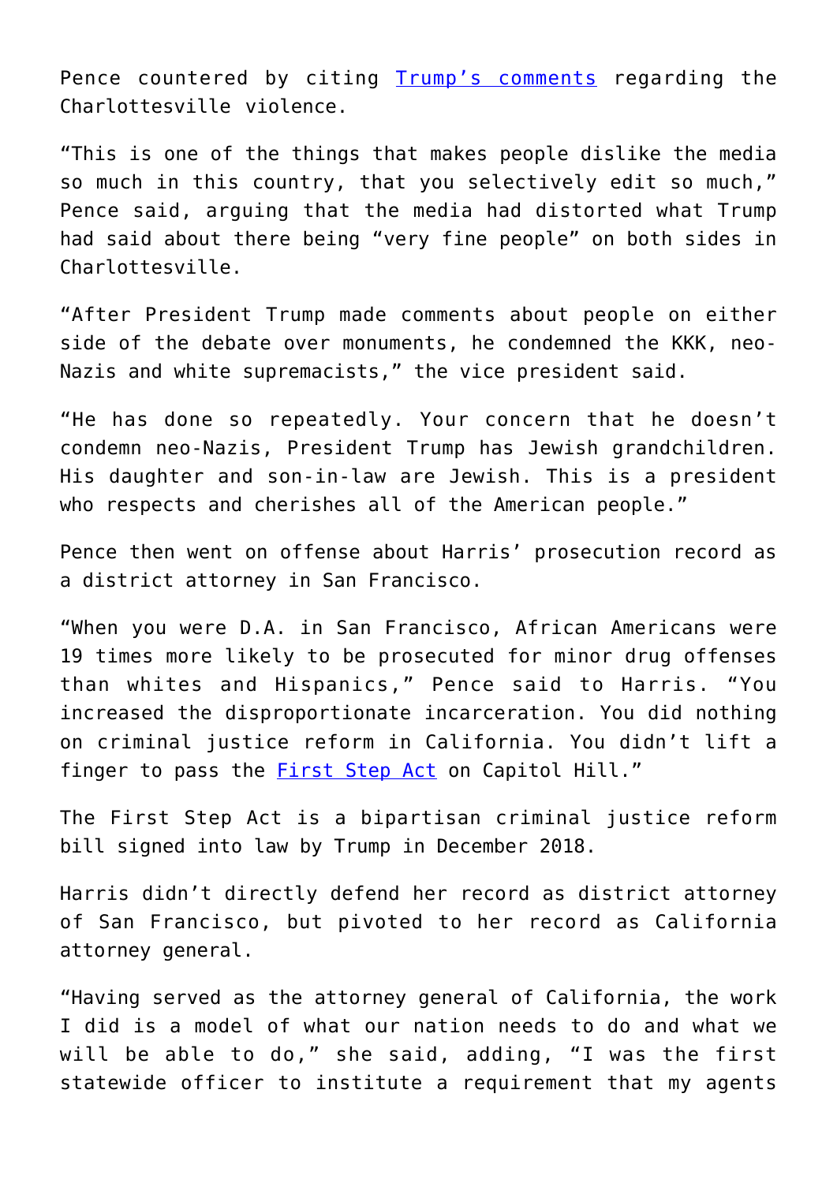Pence countered by citing [Trump's comments] regarding the Charlottesville violence.

"This is one of the things that makes people dislike the media so much in this country, that you selectively edit so much," Pence said, arguing that the media had distorted what Trump had said about there being "very fine people" on both sides in Charlottesville.

"After President Trump made comments about people on either side of the debate over monuments, he condemned the KKK, neo-Nazis and white supremacists," the vice president said.

"He has done so repeatedly. Your concern that he doesn't condemn neo-Nazis, President Trump has Jewish grandchildren. His daughter and son-in-law are Jewish. This is a president who respects and cherishes all of the American people."

Pence then went on offense about Harris' prosecution record as a district attorney in San Francisco.

"When you were D.A. in San Francisco, African Americans were 19 times more likely to be prosecuted for minor drug offenses than whites and Hispanics," Pence said to Harris. "You increased the disproportionate incarceration. You did nothing on criminal justice reform in California. You didn't lift a finger to pass the [First Step Act] on Capitol Hill."

The First Step Act is a bipartisan criminal justice reform bill signed into law by Trump in December 2018.

Harris didn't directly defend her record as district attorney of San Francisco, but pivoted to her record as California attorney general.

"Having served as the attorney general of California, the work I did is a model of what our nation needs to do and what we will be able to do," she said, adding, "I was the first statewide officer to institute a requirement that my agents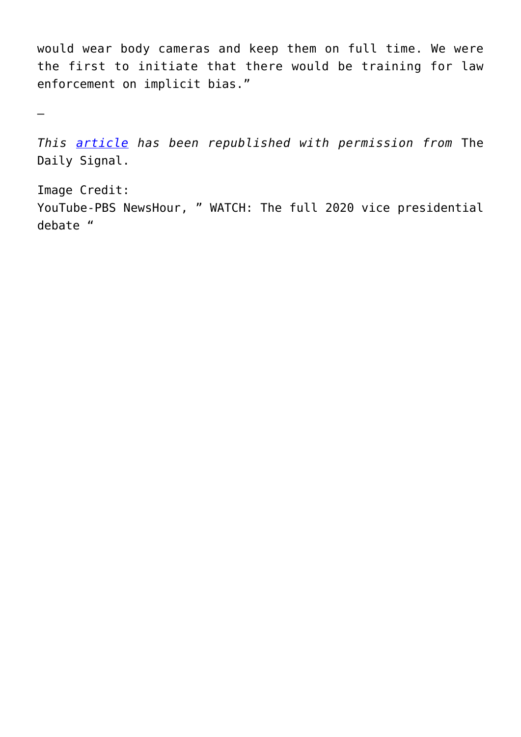would wear body cameras and keep them on full time. We were the first to initiate that there would be training for law enforcement on implicit bias."

—

*This [article](article) has been republished with permission from* The Daily Signal.

Image Credit:
YouTube-PBS NewsHour, " WATCH: The full 2020 vice presidential debate "